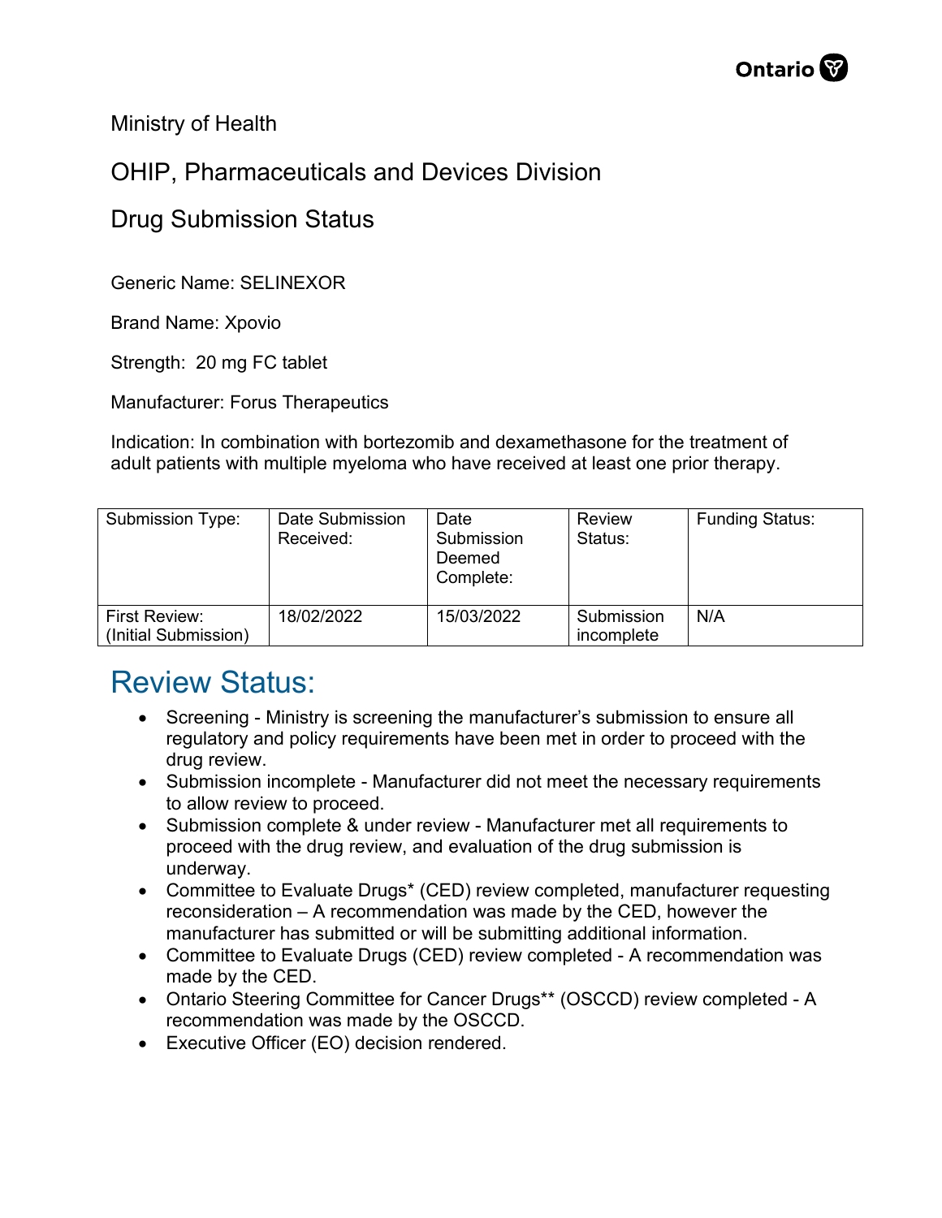Ministry of Health

OHIP, Pharmaceuticals and Devices Division

Drug Submission Status

Generic Name: SELINEXOR

Brand Name: Xpovio

Strength: 20 mg FC tablet

Manufacturer: Forus Therapeutics

Indication: In combination with bortezomib and dexamethasone for the treatment of adult patients with multiple myeloma who have received at least one prior therapy.

| Submission Type: | Date Submission Received: | Date Submission Deemed Complete: | Review Status: | Funding Status: |
|---|---|---|---|---|
| First Review: (Initial Submission) | 18/02/2022 | 15/03/2022 | Submission incomplete | N/A |

# Review Status:

- Screening - Ministry is screening the manufacturer's submission to ensure all regulatory and policy requirements have been met in order to proceed with the drug review.
- Submission incomplete - Manufacturer did not meet the necessary requirements to allow review to proceed.
- Submission complete & under review - Manufacturer met all requirements to proceed with the drug review, and evaluation of the drug submission is underway.
- Committee to Evaluate Drugs* (CED) review completed, manufacturer requesting reconsideration – A recommendation was made by the CED, however the manufacturer has submitted or will be submitting additional information.
- Committee to Evaluate Drugs (CED) review completed - A recommendation was made by the CED.
- Ontario Steering Committee for Cancer Drugs** (OSCCD) review completed - A recommendation was made by the OSCCD.
- Executive Officer (EO) decision rendered.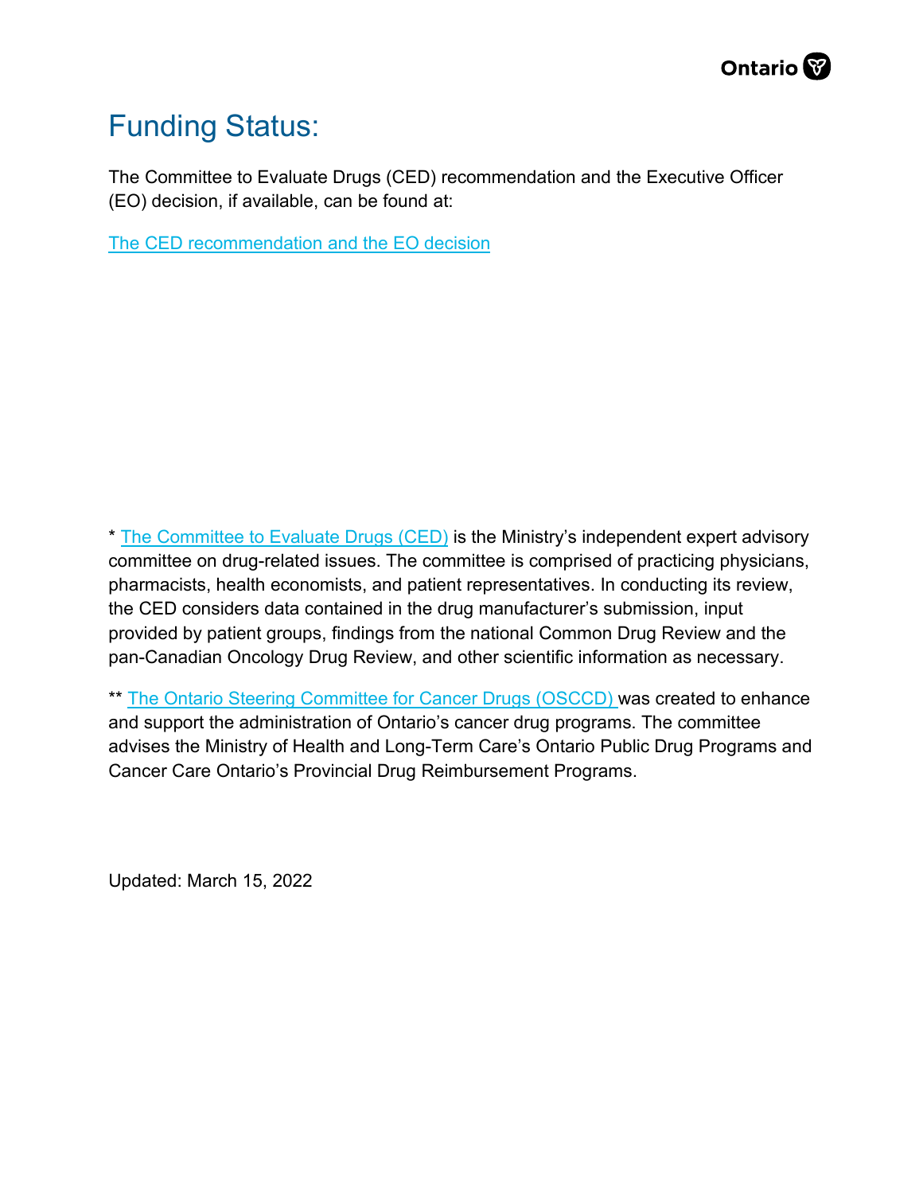# Funding Status:

The Committee to Evaluate Drugs (CED) recommendation and the Executive Officer (EO) decision, if available, can be found at:

The CED recommendation and the EO decision

* The Committee to Evaluate Drugs (CED) is the Ministry's independent expert advisory committee on drug-related issues. The committee is comprised of practicing physicians, pharmacists, health economists, and patient representatives. In conducting its review, the CED considers data contained in the drug manufacturer's submission, input provided by patient groups, findings from the national Common Drug Review and the pan-Canadian Oncology Drug Review, and other scientific information as necessary.

** The Ontario Steering Committee for Cancer Drugs (OSCCD) was created to enhance and support the administration of Ontario's cancer drug programs. The committee advises the Ministry of Health and Long-Term Care's Ontario Public Drug Programs and Cancer Care Ontario's Provincial Drug Reimbursement Programs.

Updated: March 15, 2022